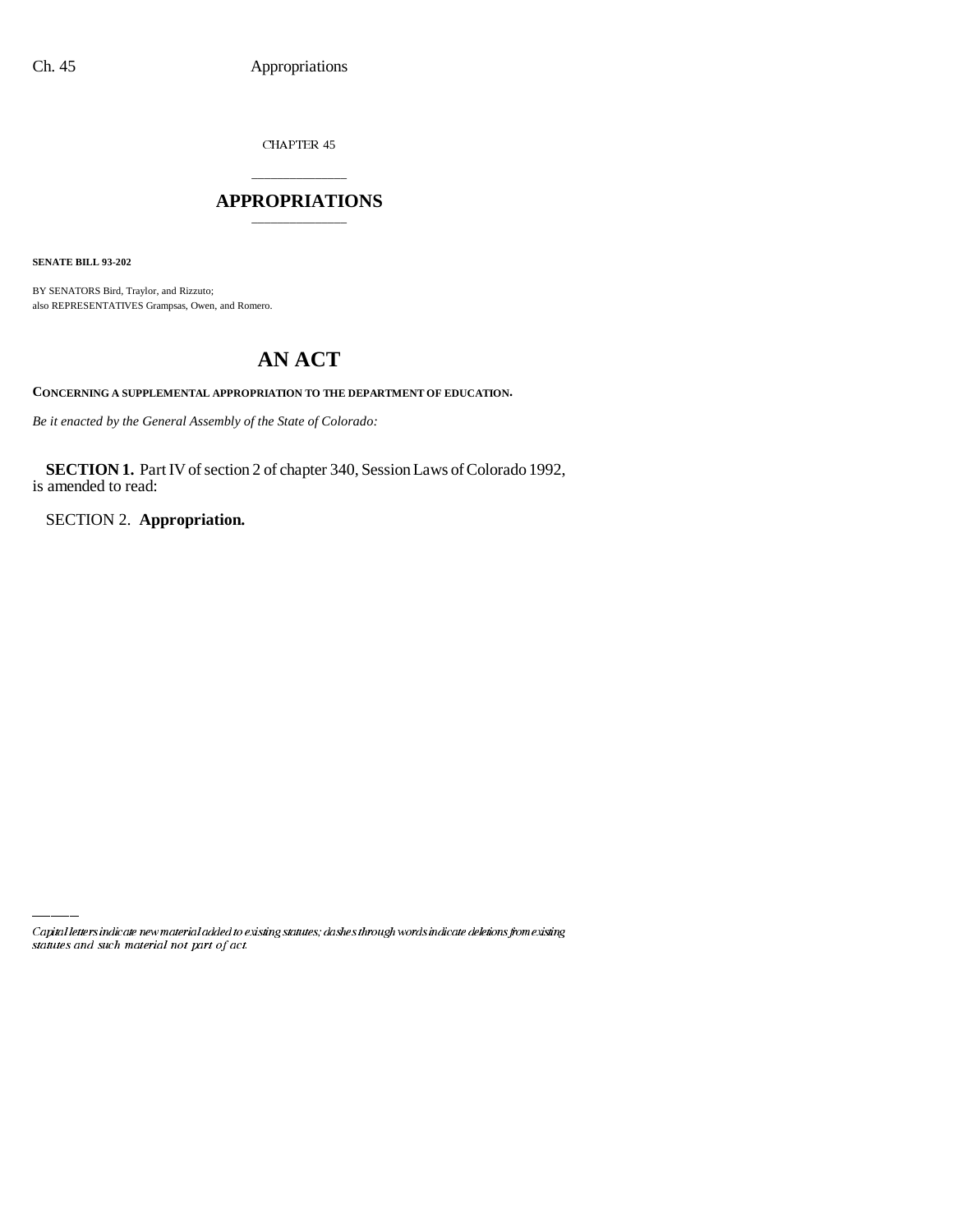# CHAPTER 45

## APPROPRIATIONS

**SENATE BILL 93-202**

BY SENATORS Bird, Traylor, and Rizzuto;
also REPRESENTATIVES Grampsas, Owen, and Romero.

# AN ACT

**CONCERNING A SUPPLEMENTAL APPROPRIATION TO THE DEPARTMENT OF EDUCATION.**

*Be it enacted by the General Assembly of the State of Colorado:*

**SECTION 1.** Part IV of section 2 of chapter 340, Session Laws of Colorado 1992, is amended to read:

SECTION 2. **Appropriation.**

*Capital letters indicate new material added to existing statutes; dashes through words indicate deletions from existing statutes and such material not part of act.*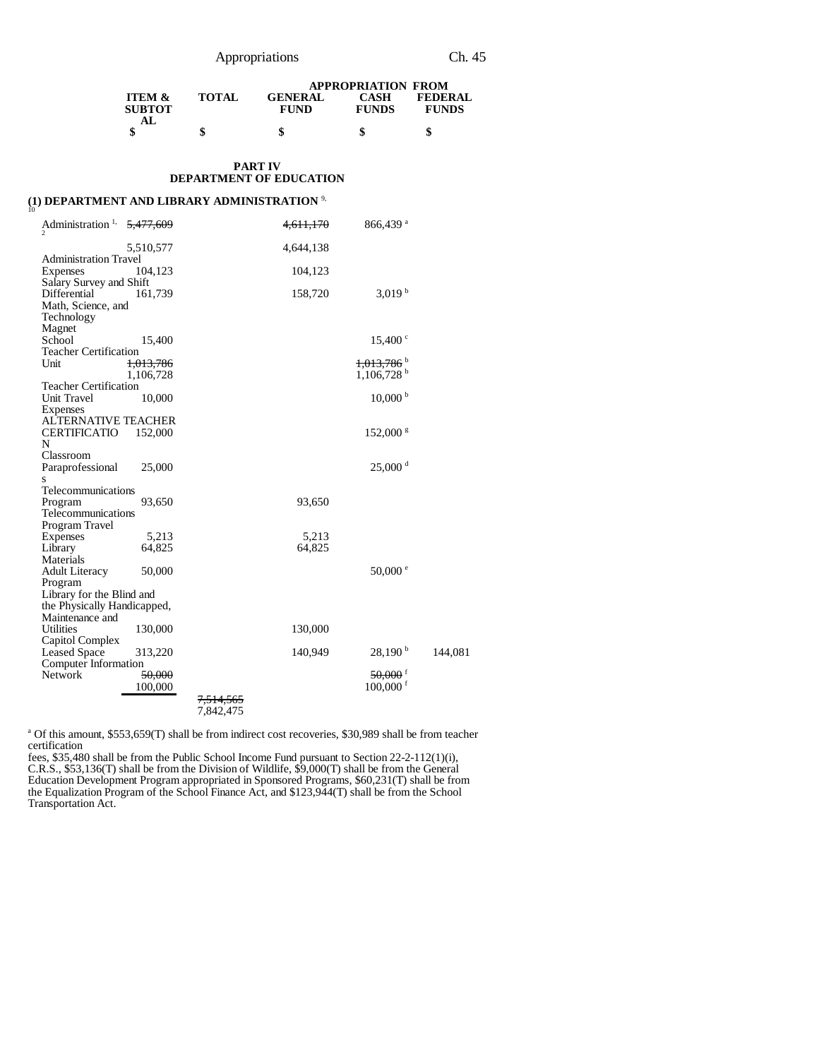## PART IV
## DEPARTMENT OF EDUCATION

### (1) DEPARTMENT AND LIBRARY ADMINISTRATION [9, 10]

| | ITEM & SUBTOTAL | TOTAL | APPROPRIATION FROM GENERAL FUND | CASH FUNDS | FEDERAL FUNDS |
|---|---|---|---|---|---|
| | $ | $ | $ | $ | $ |
| Administration [1, 2] | ~~5,477,609~~ 5,510,577 | | ~~4,611,170~~ 4,644,138 | 866,439 [a] | |
| Administration Travel Expenses | 104,123 | | 104,123 | | |
| Salary Survey and Shift Differential | 161,739 | | 158,720 | 3,019 [b] | |
| Math, Science, and Technology Magnet School | 15,400 | | | 15,400 [c] | |
| Teacher Certification Unit | ~~1,013,786~~ 1,106,728 | | | ~~1,013,786~~ [b] 1,106,728 [b] | |
| Teacher Certification Unit Travel Expenses | 10,000 | | | 10,000 [b] | |
| ALTERNATIVE TEACHER CERTIFICATION | 152,000 | | | 152,000 [g] | |
| Classroom Paraprofessionals | 25,000 | | | 25,000 [d] | |
| Telecommunications Program | 93,650 | | 93,650 | | |
| Telecommunications Program Travel Expenses | 5,213 | | 5,213 | | |
| Library Materials | 64,825 | | 64,825 | | |
| Adult Literacy Program | 50,000 | | | 50,000 [e] | |
| Library for the Blind and the Physically Handicapped, Maintenance and Utilities | 130,000 | | 130,000 | | |
| Capitol Complex Leased Space | 313,220 | | 140,949 | 28,190 [b] | 144,081 |
| Computer Information Network | ~~50,000~~ 100,000 | | | ~~50,000~~ [f] 100,000 [f] | |
| | | ~~7,514,565~~ 7,842,475 | | | |

[a] Of this amount, $553,659(T) shall be from indirect cost recoveries, $30,989 shall be from teacher certification fees, $35,480 shall be from the Public School Income Fund pursuant to Section 22-2-112(1)(i), C.R.S., $53,136(T) shall be from the Division of Wildlife, $9,000(T) shall be from the General Education Development Program appropriated in Sponsored Programs, $60,231(T) shall be from the Equalization Program of the School Finance Act, and $123,944(T) shall be from the School Transportation Act.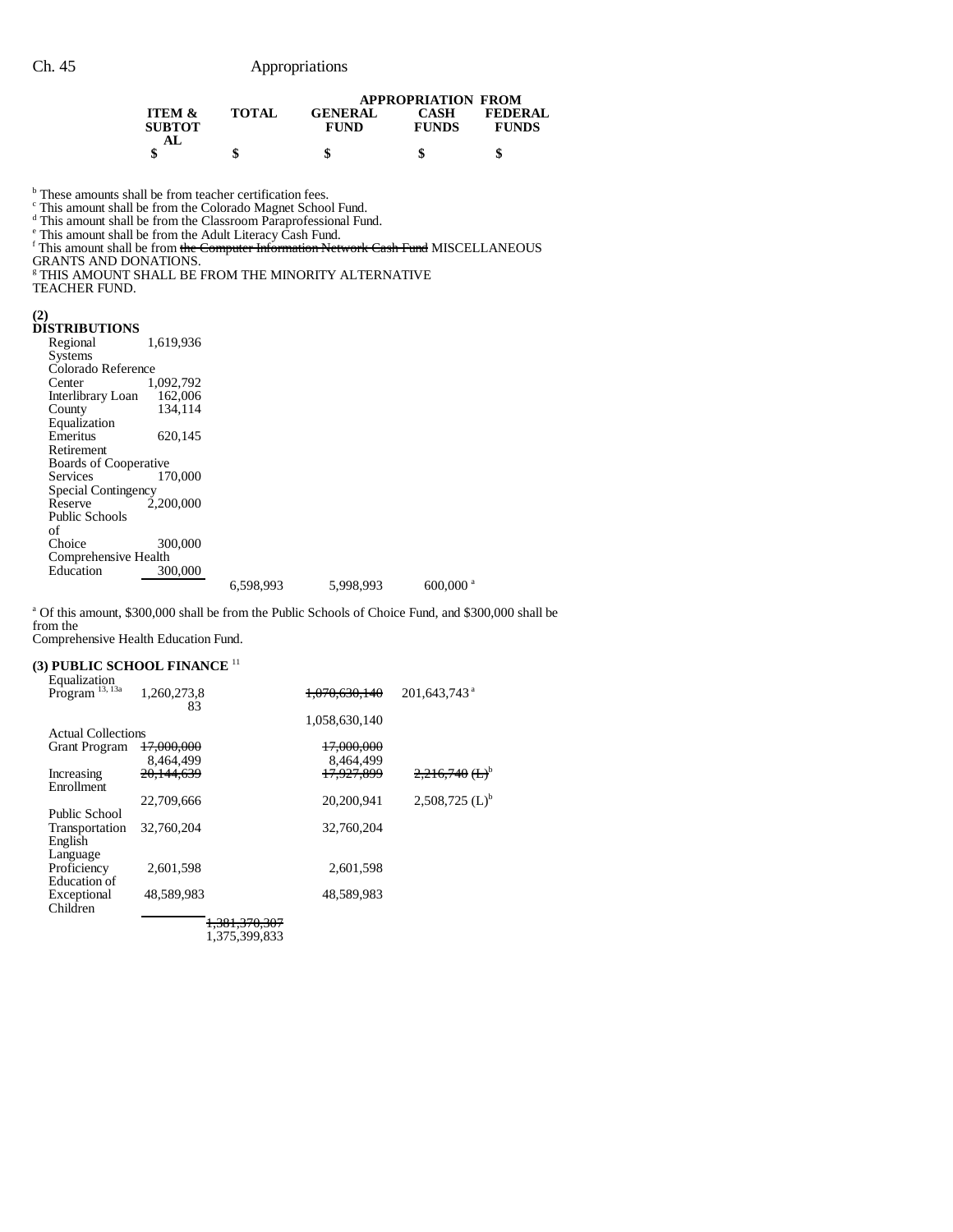| | ITEM & SUBTOTAL | TOTAL | APPROPRIATION FROM GENERAL FUND | CASH FUNDS | FEDERAL FUNDS |
|---|---|---|---|---|---|
| | $ | $ | $ | $ | $ |

[b] These amounts shall be from teacher certification fees.
[c] This amount shall be from the Colorado Magnet School Fund.
[d] This amount shall be from the Classroom Paraprofessional Fund.
[e] This amount shall be from the Adult Literacy Cash Fund.
[f] This amount shall be from ~~the Computer Information Network Cash Fund~~ MISCELLANEOUS GRANTS AND DONATIONS.
[g] THIS AMOUNT SHALL BE FROM THE MINORITY ALTERNATIVE TEACHER FUND.

**(2) DISTRIBUTIONS**

| | ITEM & SUBTOTAL | TOTAL | GENERAL FUND | CASH FUNDS | FEDERAL FUNDS |
|---|---|---|---|---|---|
| Regional Systems | 1,619,936 | | | | |
| Colorado Reference Center | 1,092,792 | | | | |
| Interlibrary Loan | 162,006 | | | | |
| County Equalization | 134,114 | | | | |
| Emeritus Retirement | 620,145 | | | | |
| Boards of Cooperative Services | 170,000 | | | | |
| Special Contingency Reserve | 2,200,000 | | | | |
| Public Schools of Choice | 300,000 | | | | |
| Comprehensive Health Education | 300,000 | | | | |
| | | 6,598,993 | 5,998,993 | 600,000 [a] | |

[a] Of this amount, $300,000 shall be from the Public Schools of Choice Fund, and $300,000 shall be from the Comprehensive Health Education Fund.

**(3) PUBLIC SCHOOL FINANCE** [11]

| | ITEM & SUBTOTAL | TOTAL | GENERAL FUND | CASH FUNDS | FEDERAL FUNDS |
|---|---|---|---|---|---|
| Equalization Program [13, 13a] | 1,260,273,883 | | ~~1,070,630,140~~ 1,058,630,140 | 201,643,743 [a] | |
| Actual Collections Grant Program | ~~17,000,000~~ 8,464,499 | | ~~17,000,000~~ 8,464,499 | | |
| Increasing Enrollment | ~~20,144,639~~ 22,709,666 | | ~~17,927,899~~ 20,200,941 | ~~2,216,740 (L)~~[b] 2,508,725 (L)[b] | |
| Public School Transportation | 32,760,204 | | 32,760,204 | | |
| English Language Proficiency | 2,601,598 | | 2,601,598 | | |
| Education of Exceptional Children | 48,589,983 | | 48,589,983 | | |
| | | ~~1,381,370,307~~ 1,375,399,833 | | | |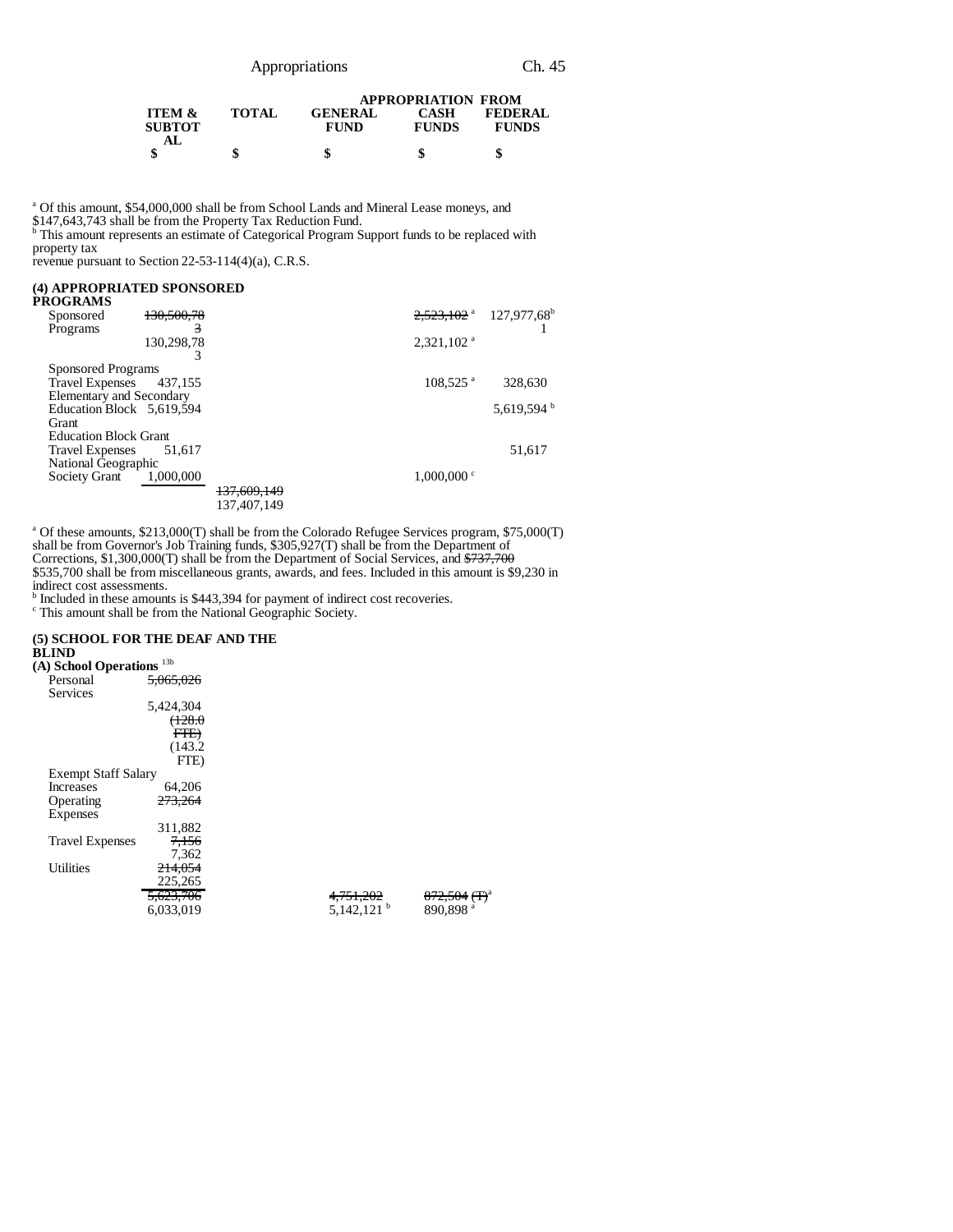| ITEM & SUBTOTAL | TOTAL | GENERAL FUND | CASH FUNDS | FEDERAL FUNDS |
|---|---|---|---|---|
| | | APPROPRIATION FROM | | |
| $ | $ | $ | $ | $ |

[a] Of this amount, $54,000,000 shall be from School Lands and Mineral Lease moneys, and $147,643,743 shall be from the Property Tax Reduction Fund.
[b] This amount represents an estimate of Categorical Program Support funds to be replaced with property tax revenue pursuant to Section 22-53-114(4)(a), C.R.S.

**(4) APPROPRIATED SPONSORED PROGRAMS**

| | ITEM & SUBTOTAL | TOTAL | GENERAL FUND | CASH FUNDS | FEDERAL FUNDS |
|---|---|---|---|---|---|
| Sponsored Programs | ~~130,500,783~~ 130,298,783 | | | ~~2,523,102~~ [a] 2,321,102 [a] | 127,977,681[b] |
| Sponsored Programs Travel Expenses | 437,155 | | | 108,525 [a] | 328,630 |
| Elementary and Secondary Education Block Grant | 5,619,594 | | | | 5,619,594 [b] |
| Education Block Grant Travel Expenses | 51,617 | | | | 51,617 |
| National Geographic Society Grant | 1,000,000 | | | 1,000,000 [c] | |
| | | ~~137,609,149~~ 137,407,149 | | | |

[a] Of these amounts, $213,000(T) shall be from the Colorado Refugee Services program, $75,000(T) shall be from Governor's Job Training funds, $305,927(T) shall be from the Department of Corrections, $1,300,000(T) shall be from the Department of Social Services, and ~~$737,700~~ $535,700 shall be from miscellaneous grants, awards, and fees. Included in this amount is $9,230 in indirect cost assessments.
[b] Included in these amounts is $443,394 for payment of indirect cost recoveries.
[c] This amount shall be from the National Geographic Society.

**(5) SCHOOL FOR THE DEAF AND THE BLIND**

**(A) School Operations** [13b]

| | ITEM & SUBTOTAL | TOTAL | GENERAL FUND | CASH FUNDS | FEDERAL FUNDS |
|---|---|---|---|---|---|
| Personal Services | ~~5,065,026~~ 5,424,304 ~~(128.0 FTE)~~ (143.2 FTE) | | | | |
| Exempt Staff Salary Increases | 64,206 | | | | |
| Operating Expenses | ~~273,264~~ 311,882 | | | | |
| Travel Expenses | ~~7,156~~ 7,362 | | | | |
| Utilities | ~~214,054~~ 225,265 | | | | |
| | ~~5,623,706~~ 6,033,019 | | ~~4,751,202~~ 5,142,121 [b] | ~~872,504 (T)~~[a] 890,898 [a] | |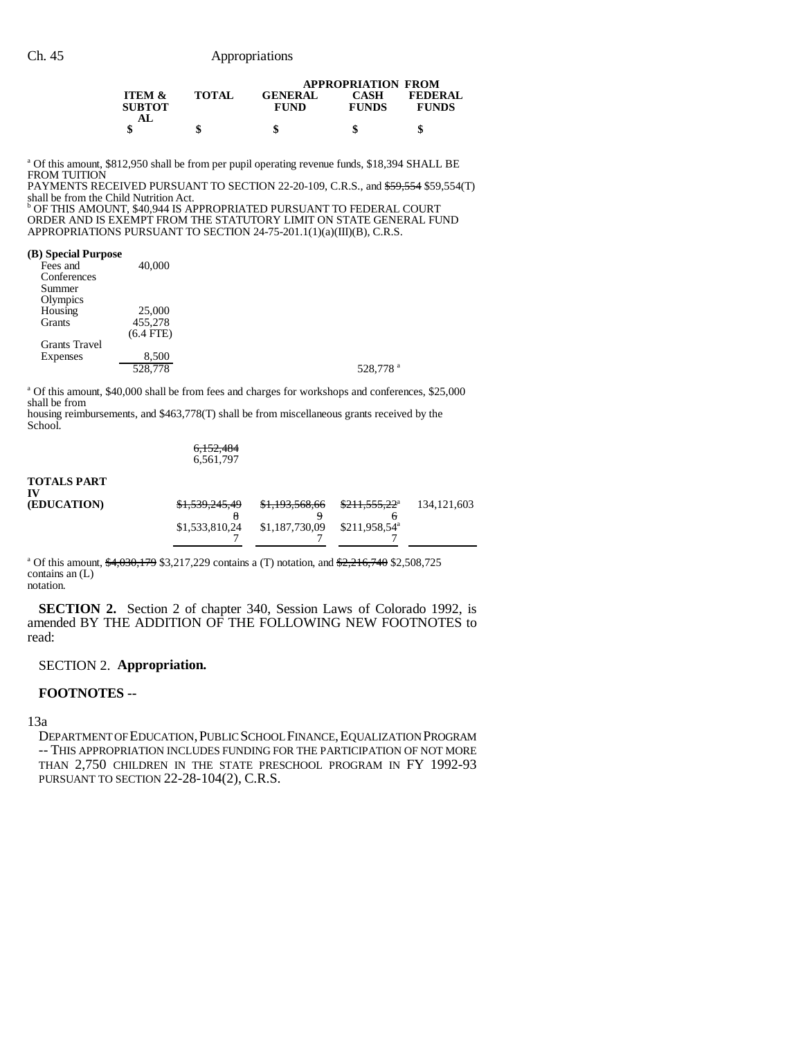| ITEM & SUBTOTAL | TOTAL | APPROPRIATION FROM GENERAL FUND | CASH FUNDS | FEDERAL FUNDS |
|---|---|---|---|---|
| $ | $ | $ | $ | $ |

[a] Of this amount, $812,950 shall be from per pupil operating revenue funds, $18,394 SHALL BE FROM TUITION PAYMENTS RECEIVED PURSUANT TO SECTION 22-20-109, C.R.S., and ~~$59,554~~ $59,554(T) shall be from the Child Nutrition Act.

[b] OF THIS AMOUNT, $40,944 IS APPROPRIATED PURSUANT TO FEDERAL COURT ORDER AND IS EXEMPT FROM THE STATUTORY LIMIT ON STATE GENERAL FUND APPROPRIATIONS PURSUANT TO SECTION 24-75-201.1(1)(a)(III)(B), C.R.S.

**(B) Special Purpose**

| | ITEM & SUBTOTAL | TOTAL | GENERAL FUND | CASH FUNDS | FEDERAL FUNDS |
|---|---|---|---|---|---|
| Fees and Conferences | 40,000 | | | | |
| Summer Olympics Housing | 25,000 | | | | |
| Grants | 455,278 (6.4 FTE) | | | | |
| Grants Travel Expenses | 8,500 | | | | |
| | 528,778 | | | 528,778[a] | |

[a] Of this amount, $40,000 shall be from fees and charges for workshops and conferences, $25,000 shall be from housing reimbursements, and $463,778(T) shall be from miscellaneous grants received by the School.

| | ITEM & SUBTOTAL | TOTAL | GENERAL FUND | CASH FUNDS | FEDERAL FUNDS |
|---|---|---|---|---|---|
| | | ~~6,152,484~~ 6,561,797 | | | |
| **TOTALS PART IV (EDUCATION)** | | ~~$1,539,245,498~~ $1,533,810,247 | ~~$1,193,568,669~~ $1,187,730,097 | ~~$211,555,226~~[a] $211,958,547[a] | 134,121,603 |

[a] Of this amount, ~~$4,030,179~~ $3,217,229 contains a (T) notation, and ~~$2,216,740~~ $2,508,725 contains an (L) notation.

**SECTION 2.** Section 2 of chapter 340, Session Laws of Colorado 1992, is amended BY THE ADDITION OF THE FOLLOWING NEW FOOTNOTES to read:

SECTION 2. **Appropriation.**

**FOOTNOTES --**

13a DEPARTMENT OF EDUCATION, PUBLIC SCHOOL FINANCE, EQUALIZATION PROGRAM -- THIS APPROPRIATION INCLUDES FUNDING FOR THE PARTICIPATION OF NOT MORE THAN 2,750 CHILDREN IN THE STATE PRESCHOOL PROGRAM IN FY 1992-93 PURSUANT TO SECTION 22-28-104(2), C.R.S.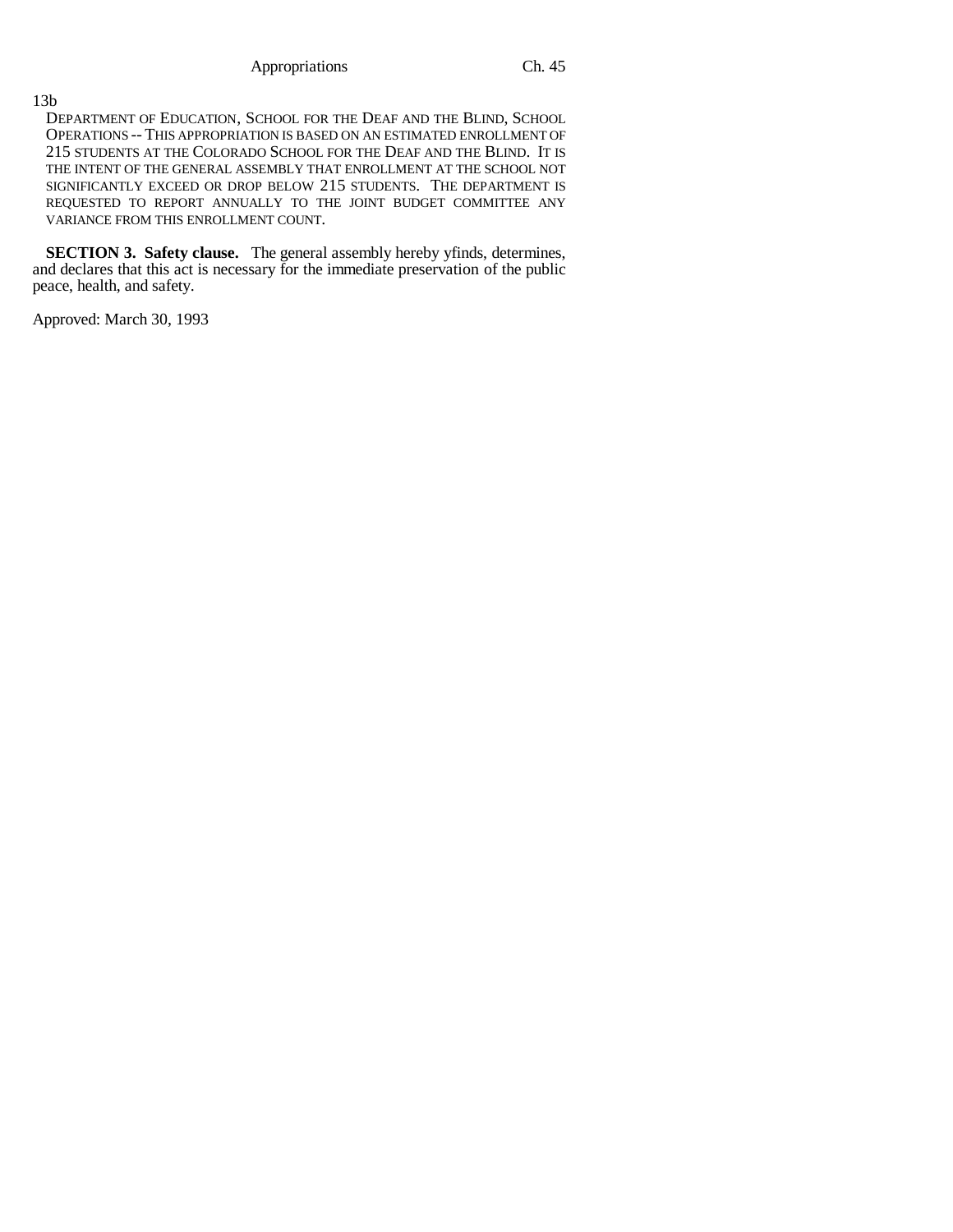13b

DEPARTMENT OF EDUCATION, SCHOOL FOR THE DEAF AND THE BLIND, SCHOOL OPERATIONS -- THIS APPROPRIATION IS BASED ON AN ESTIMATED ENROLLMENT OF 215 STUDENTS AT THE COLORADO SCHOOL FOR THE DEAF AND THE BLIND. IT IS THE INTENT OF THE GENERAL ASSEMBLY THAT ENROLLMENT AT THE SCHOOL NOT SIGNIFICANTLY EXCEED OR DROP BELOW 215 STUDENTS. THE DEPARTMENT IS REQUESTED TO REPORT ANNUALLY TO THE JOINT BUDGET COMMITTEE ANY VARIANCE FROM THIS ENROLLMENT COUNT.

**SECTION 3. Safety clause.** The general assembly hereby yfinds, determines, and declares that this act is necessary for the immediate preservation of the public peace, health, and safety.

Approved: March 30, 1993